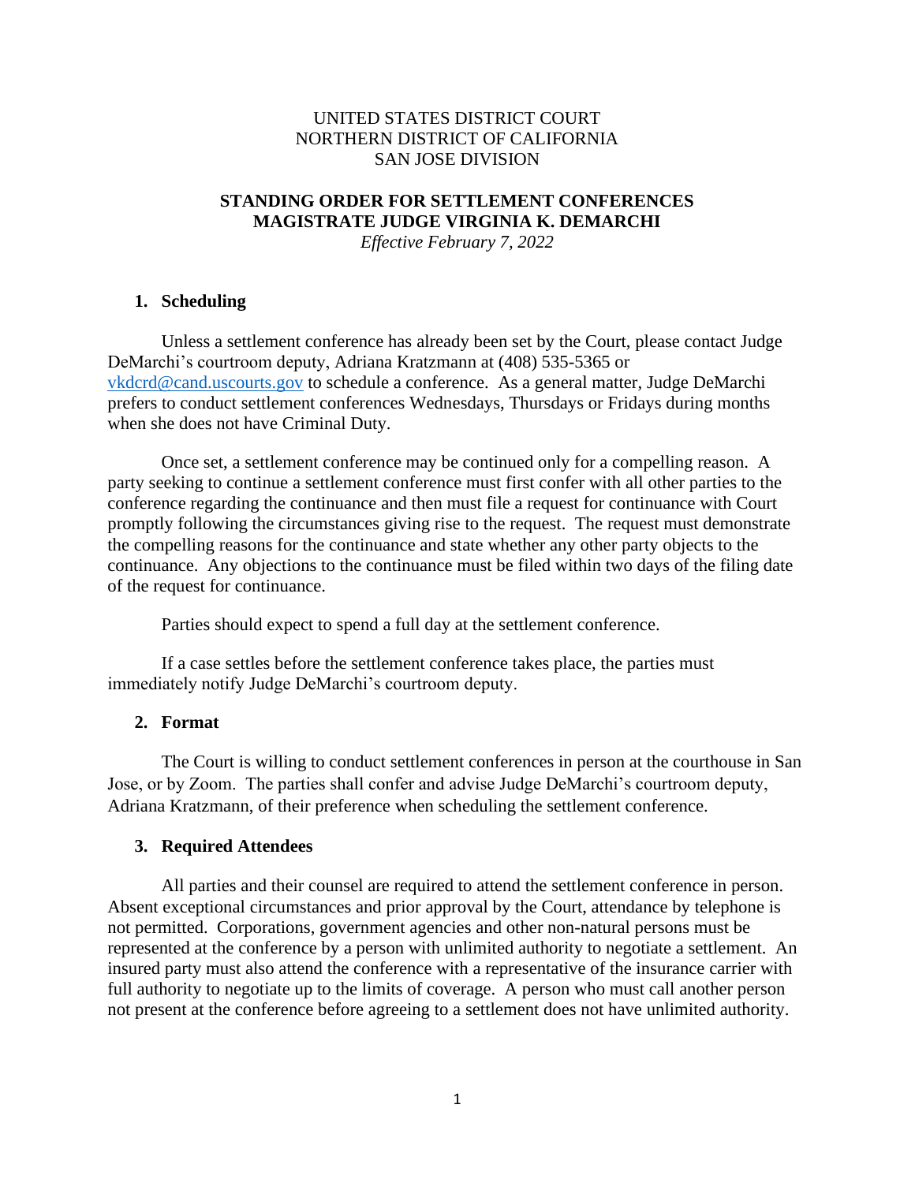UNITED STATES DISTRICT COURT
NORTHERN DISTRICT OF CALIFORNIA
SAN JOSE DIVISION

# STANDING ORDER FOR SETTLEMENT CONFERENCES MAGISTRATE JUDGE VIRGINIA K. DEMARCHI

*Effective February 7, 2022*

## 1. Scheduling

Unless a settlement conference has already been set by the Court, please contact Judge DeMarchi's courtroom deputy, Adriana Kratzmann at (408) 535-5365 or vkdcrd@cand.uscourts.gov to schedule a conference. As a general matter, Judge DeMarchi prefers to conduct settlement conferences Wednesdays, Thursdays or Fridays during months when she does not have Criminal Duty.

Once set, a settlement conference may be continued only for a compelling reason. A party seeking to continue a settlement conference must first confer with all other parties to the conference regarding the continuance and then must file a request for continuance with Court promptly following the circumstances giving rise to the request. The request must demonstrate the compelling reasons for the continuance and state whether any other party objects to the continuance. Any objections to the continuance must be filed within two days of the filing date of the request for continuance.

Parties should expect to spend a full day at the settlement conference.

If a case settles before the settlement conference takes place, the parties must immediately notify Judge DeMarchi's courtroom deputy.

## 2. Format

The Court is willing to conduct settlement conferences in person at the courthouse in San Jose, or by Zoom. The parties shall confer and advise Judge DeMarchi's courtroom deputy, Adriana Kratzmann, of their preference when scheduling the settlement conference.

## 3. Required Attendees

All parties and their counsel are required to attend the settlement conference in person. Absent exceptional circumstances and prior approval by the Court, attendance by telephone is not permitted. Corporations, government agencies and other non-natural persons must be represented at the conference by a person with unlimited authority to negotiate a settlement. An insured party must also attend the conference with a representative of the insurance carrier with full authority to negotiate up to the limits of coverage. A person who must call another person not present at the conference before agreeing to a settlement does not have unlimited authority.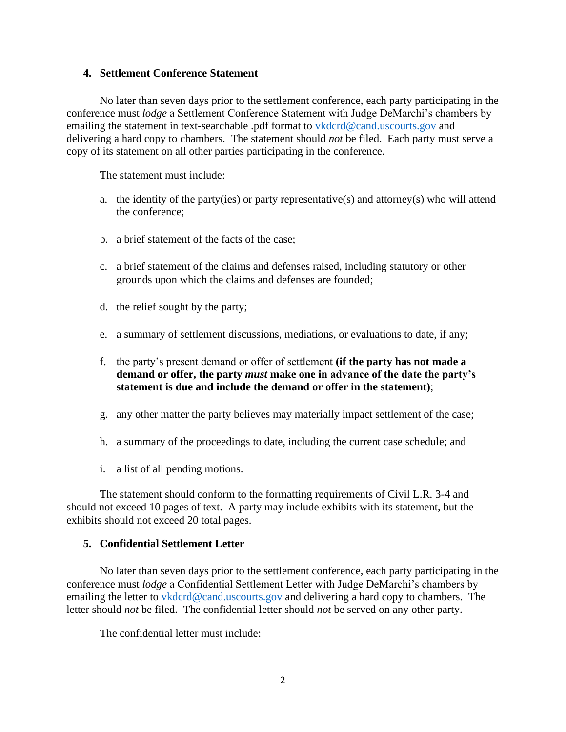### 4. Settlement Conference Statement

No later than seven days prior to the settlement conference, each party participating in the conference must *lodge* a Settlement Conference Statement with Judge DeMarchi's chambers by emailing the statement in text-searchable .pdf format to vkdcrd@cand.uscourts.gov and delivering a hard copy to chambers. The statement should *not* be filed. Each party must serve a copy of its statement on all other parties participating in the conference.

The statement must include:

a. the identity of the party(ies) or party representative(s) and attorney(s) who will attend the conference;

b. a brief statement of the facts of the case;

c. a brief statement of the claims and defenses raised, including statutory or other grounds upon which the claims and defenses are founded;

d. the relief sought by the party;

e. a summary of settlement discussions, mediations, or evaluations to date, if any;

f. the party's present demand or offer of settlement **(if the party has not made a demand or offer, the party *must* make one in advance of the date the party's statement is due and include the demand or offer in the statement)**;

g. any other matter the party believes may materially impact settlement of the case;

h. a summary of the proceedings to date, including the current case schedule; and

i. a list of all pending motions.

The statement should conform to the formatting requirements of Civil L.R. 3-4 and should not exceed 10 pages of text. A party may include exhibits with its statement, but the exhibits should not exceed 20 total pages.

### 5. Confidential Settlement Letter

No later than seven days prior to the settlement conference, each party participating in the conference must *lodge* a Confidential Settlement Letter with Judge DeMarchi's chambers by emailing the letter to vkdcrd@cand.uscourts.gov and delivering a hard copy to chambers. The letter should *not* be filed. The confidential letter should *not* be served on any other party.

The confidential letter must include: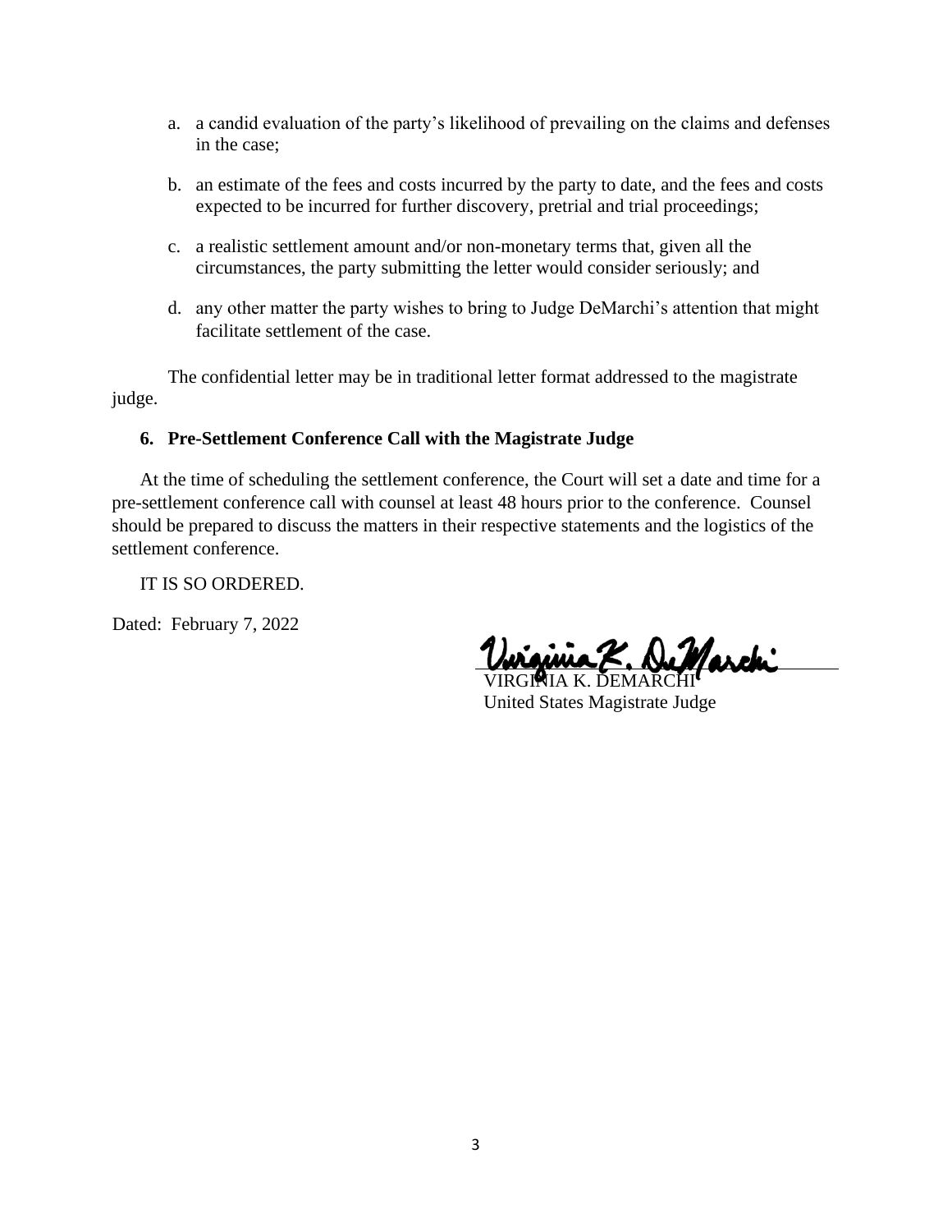a. a candid evaluation of the party's likelihood of prevailing on the claims and defenses in the case;

b. an estimate of the fees and costs incurred by the party to date, and the fees and costs expected to be incurred for further discovery, pretrial and trial proceedings;

c. a realistic settlement amount and/or non-monetary terms that, given all the circumstances, the party submitting the letter would consider seriously; and

d. any other matter the party wishes to bring to Judge DeMarchi's attention that might facilitate settlement of the case.

The confidential letter may be in traditional letter format addressed to the magistrate judge.

**6. Pre-Settlement Conference Call with the Magistrate Judge**

At the time of scheduling the settlement conference, the Court will set a date and time for a pre-settlement conference call with counsel at least 48 hours prior to the conference. Counsel should be prepared to discuss the matters in their respective statements and the logistics of the settlement conference.

IT IS SO ORDERED.

Dated: February 7, 2022

Virginia K. DeMarchi

VIRGINIA K. DEMARCHI
United States Magistrate Judge